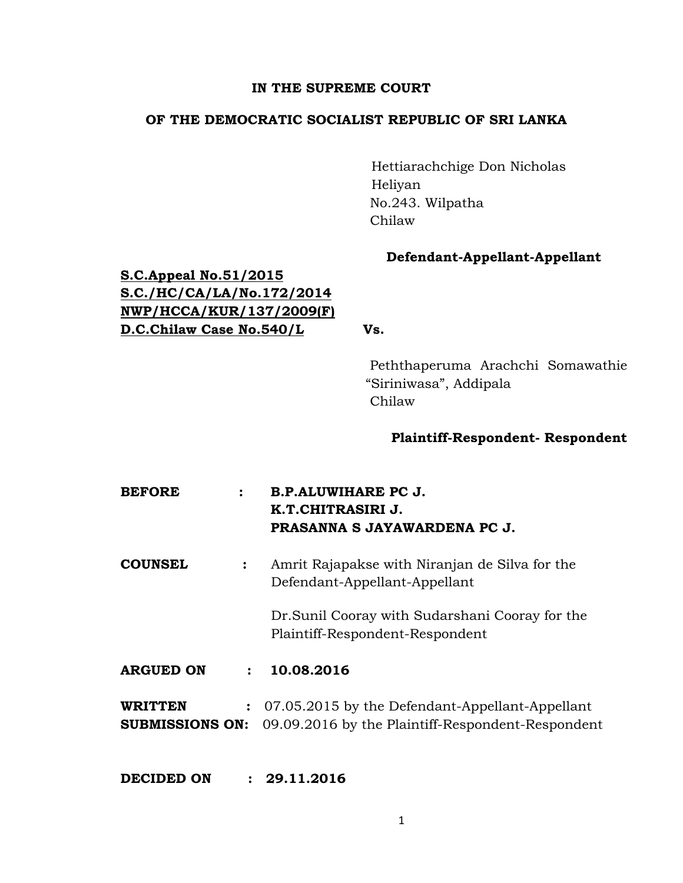**IN THE SUPREME COURT**

**OF THE DEMOCRATIC SOCIALIST REPUBLIC OF SRI LANKA**

Hettiarachchige Don Nicholas Heliyan
No.243. Wilpatha
Chilaw

**Defendant-Appellant-Appellant**

**S.C.Appeal No.51/2015**
**S.C./HC/CA/LA/No.172/2014**
**NWP/HCCA/KUR/137/2009(F)**
**D.C.Chilaw Case No.540/L**

**Vs.**

Peththaperuma Arachchi Somawathie
"Siriniwasa", Addipala
Chilaw

**Plaintiff-Respondent- Respondent**

**BEFORE :** **B.P.ALUWIHARE PC J.**
**K.T.CHITRASIRI J.**
**PRASANNA S JAYAWARDENA PC J.**

**COUNSEL :** Amrit Rajapakse with Niranjan de Silva for the Defendant-Appellant-Appellant

Dr.Sunil Cooray with Sudarshani Cooray for the Plaintiff-Respondent-Respondent

**ARGUED ON : 10.08.2016**

**WRITTEN SUBMISSIONS ON:** 07.05.2015 by the Defendant-Appellant-Appellant
09.09.2016 by the Plaintiff-Respondent-Respondent

**DECIDED ON : 29.11.2016**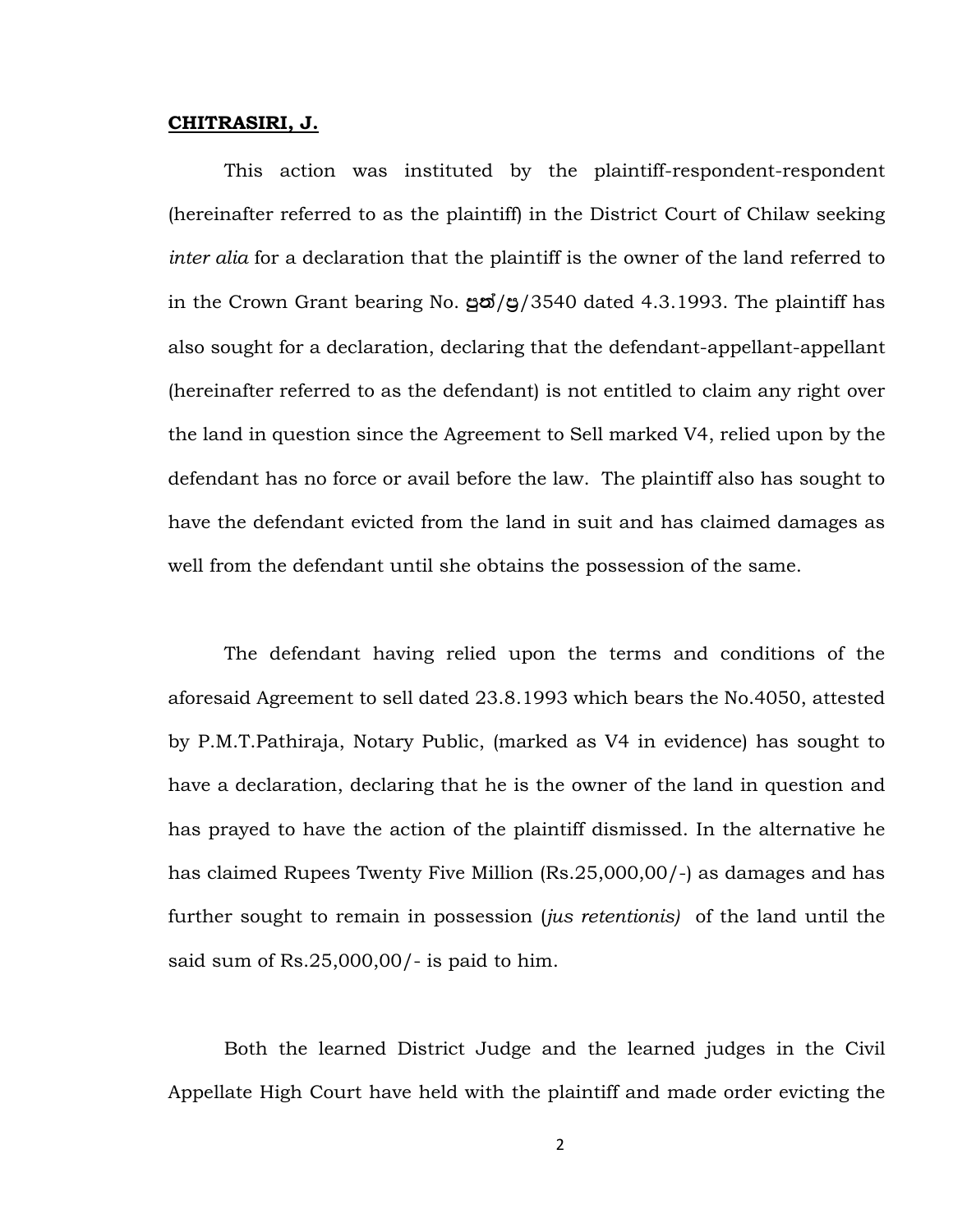**CHITRASIRI, J.**

This action was instituted by the plaintiff-respondent-respondent (hereinafter referred to as the plaintiff) in the District Court of Chilaw seeking *inter alia* for a declaration that the plaintiff is the owner of the land referred to in the Crown Grant bearing No. පුත්/පු/3540 dated 4.3.1993. The plaintiff has also sought for a declaration, declaring that the defendant-appellant-appellant (hereinafter referred to as the defendant) is not entitled to claim any right over the land in question since the Agreement to Sell marked V4, relied upon by the defendant has no force or avail before the law. The plaintiff also has sought to have the defendant evicted from the land in suit and has claimed damages as well from the defendant until she obtains the possession of the same.

The defendant having relied upon the terms and conditions of the aforesaid Agreement to sell dated 23.8.1993 which bears the No.4050, attested by P.M.T.Pathiraja, Notary Public, (marked as V4 in evidence) has sought to have a declaration, declaring that he is the owner of the land in question and has prayed to have the action of the plaintiff dismissed. In the alternative he has claimed Rupees Twenty Five Million (Rs.25,000,00/-) as damages and has further sought to remain in possession (*jus retentionis)* of the land until the said sum of Rs.25,000,00/- is paid to him.

Both the learned District Judge and the learned judges in the Civil Appellate High Court have held with the plaintiff and made order evicting the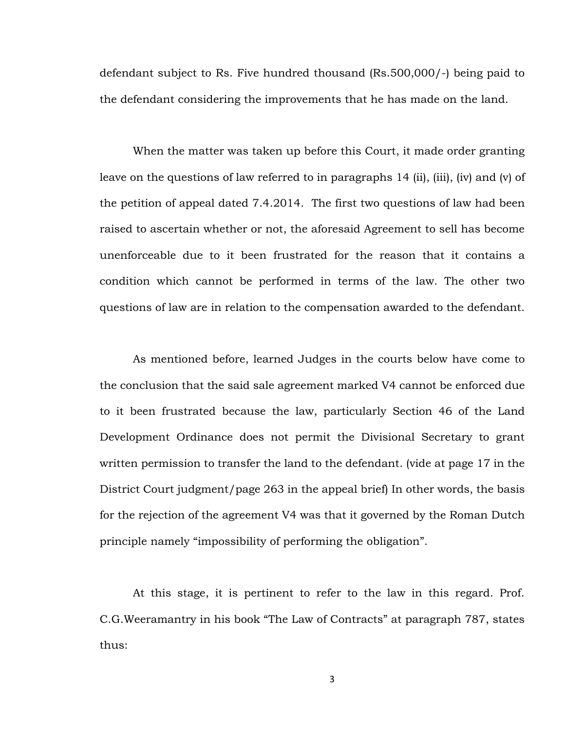defendant subject to Rs. Five hundred thousand (Rs.500,000/-) being paid to the defendant considering the improvements that he has made on the land.

When the matter was taken up before this Court, it made order granting leave on the questions of law referred to in paragraphs 14 (ii), (iii), (iv) and (v) of the petition of appeal dated 7.4.2014. The first two questions of law had been raised to ascertain whether or not, the aforesaid Agreement to sell has become unenforceable due to it been frustrated for the reason that it contains a condition which cannot be performed in terms of the law. The other two questions of law are in relation to the compensation awarded to the defendant.

As mentioned before, learned Judges in the courts below have come to the conclusion that the said sale agreement marked V4 cannot be enforced due to it been frustrated because the law, particularly Section 46 of the Land Development Ordinance does not permit the Divisional Secretary to grant written permission to transfer the land to the defendant. (vide at page 17 in the District Court judgment/page 263 in the appeal brief) In other words, the basis for the rejection of the agreement V4 was that it governed by the Roman Dutch principle namely "impossibility of performing the obligation".

At this stage, it is pertinent to refer to the law in this regard. Prof. C.G.Weeramantry in his book "The Law of Contracts" at paragraph 787, states thus: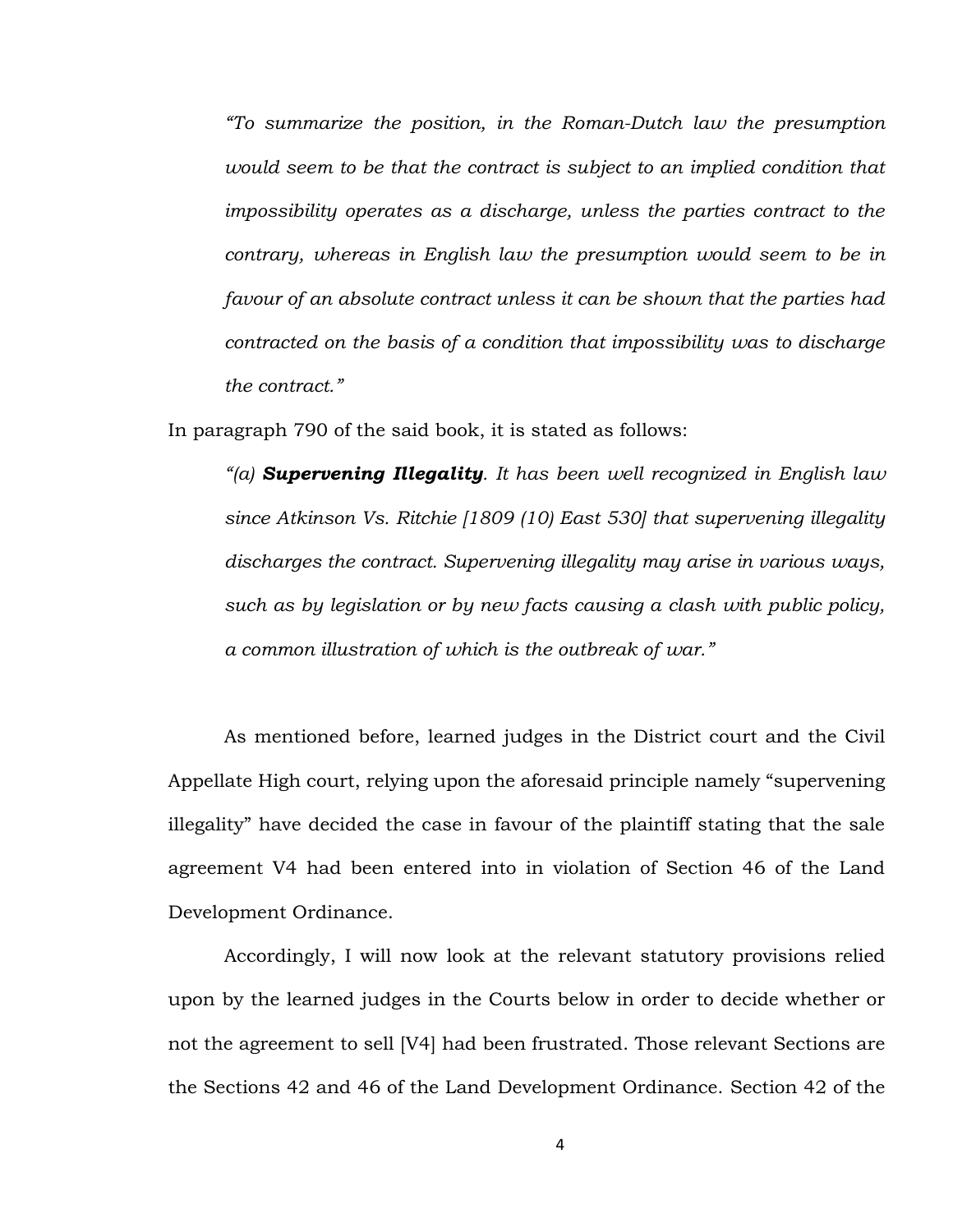> *"To summarize the position, in the Roman-Dutch law the presumption would seem to be that the contract is subject to an implied condition that impossibility operates as a discharge, unless the parties contract to the contrary, whereas in English law the presumption would seem to be in favour of an absolute contract unless it can be shown that the parties had contracted on the basis of a condition that impossibility was to discharge the contract."*

In paragraph 790 of the said book, it is stated as follows:

> *"(a)* ***Supervening Illegality****. It has been well recognized in English law since Atkinson Vs. Ritchie [1809 (10) East 530] that supervening illegality discharges the contract. Supervening illegality may arise in various ways, such as by legislation or by new facts causing a clash with public policy, a common illustration of which is the outbreak of war."*

As mentioned before, learned judges in the District court and the Civil Appellate High court, relying upon the aforesaid principle namely "supervening illegality" have decided the case in favour of the plaintiff stating that the sale agreement V4 had been entered into in violation of Section 46 of the Land Development Ordinance.

Accordingly, I will now look at the relevant statutory provisions relied upon by the learned judges in the Courts below in order to decide whether or not the agreement to sell [V4] had been frustrated. Those relevant Sections are the Sections 42 and 46 of the Land Development Ordinance. Section 42 of the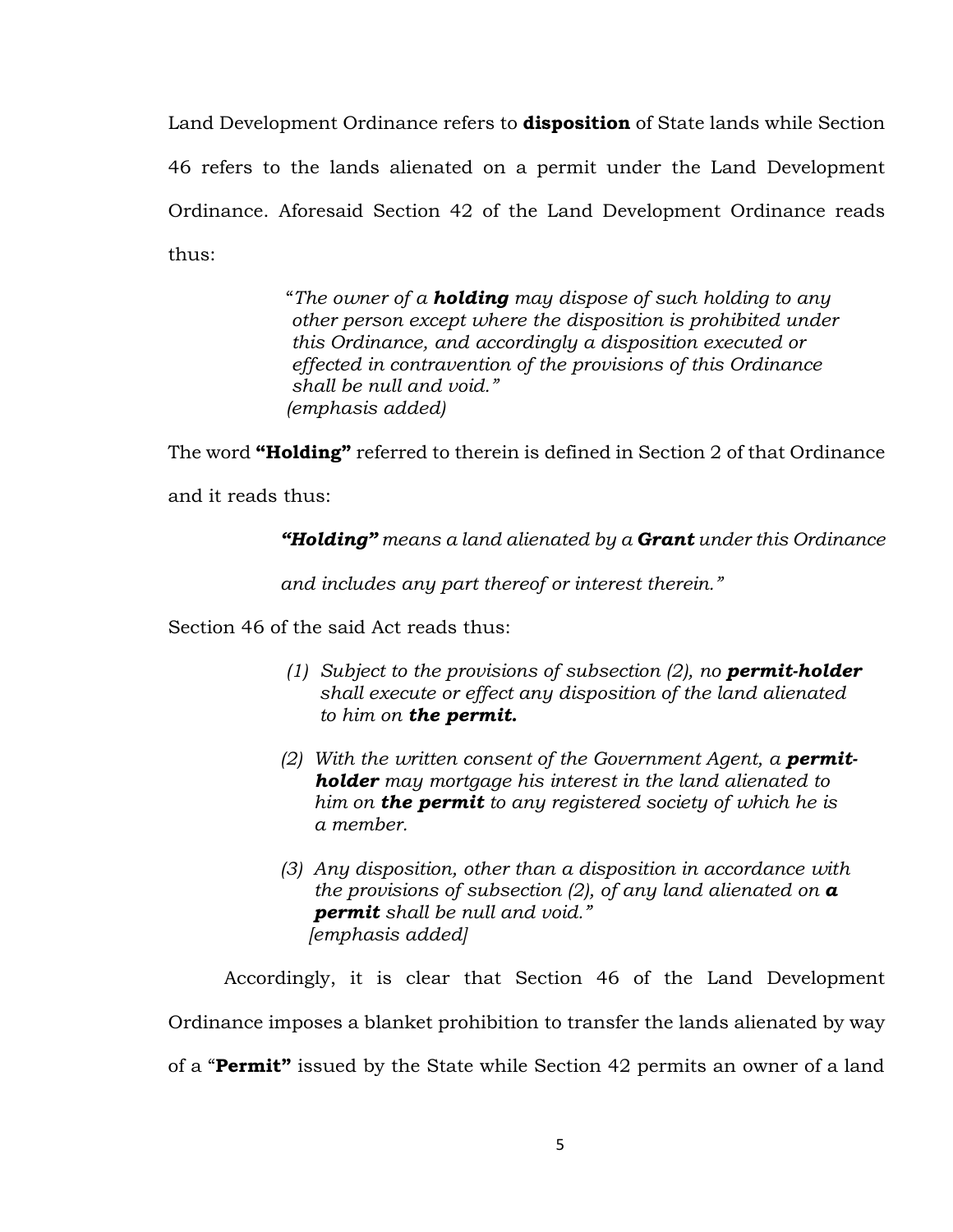Land Development Ordinance refers to **disposition** of State lands while Section 46 refers to the lands alienated on a permit under the Land Development Ordinance. Aforesaid Section 42 of the Land Development Ordinance reads thus:

> "*The owner of a **holding** may dispose of such holding to any other person except where the disposition is prohibited under this Ordinance, and accordingly a disposition executed or effected in contravention of the provisions of this Ordinance shall be null and void."*
> *(emphasis added)*

The word **"Holding"** referred to therein is defined in Section 2 of that Ordinance and it reads thus:

> ***"Holding"*** *means a land alienated by a **Grant** under this Ordinance and includes any part thereof or interest therein."*

Section 46 of the said Act reads thus:

> *(1) Subject to the provisions of subsection (2), no **permit-holder** shall execute or effect any disposition of the land alienated to him on **the permit.***
>
> *(2) With the written consent of the Government Agent, a **permit-holder** may mortgage his interest in the land alienated to him on **the permit** to any registered society of which he is a member.*
>
> *(3) Any disposition, other than a disposition in accordance with the provisions of subsection (2), of any land alienated on **a permit** shall be null and void."*
> *[emphasis added]*

Accordingly, it is clear that Section 46 of the Land Development Ordinance imposes a blanket prohibition to transfer the lands alienated by way of a "**Permit"** issued by the State while Section 42 permits an owner of a land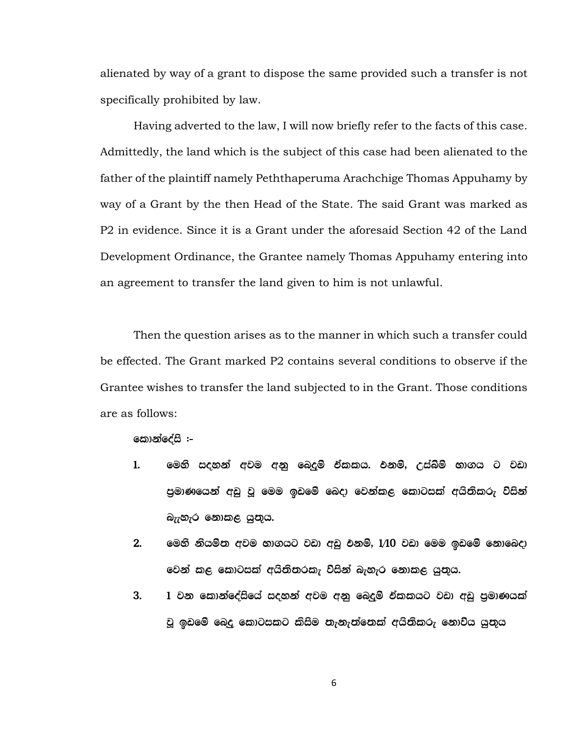alienated by way of a grant to dispose the same provided such a transfer is not specifically prohibited by law.

Having adverted to the law, I will now briefly refer to the facts of this case. Admittedly, the land which is the subject of this case had been alienated to the father of the plaintiff namely Peththaperuma Arachchige Thomas Appuhamy by way of a Grant by the then Head of the State. The said Grant was marked as P2 in evidence. Since it is a Grant under the aforesaid Section 42 of the Land Development Ordinance, the Grantee namely Thomas Appuhamy entering into an agreement to transfer the land given to him is not unlawful.

Then the question arises as to the manner in which such a transfer could be effected. The Grant marked P2 contains several conditions to observe if the Grantee wishes to transfer the land subjected to in the Grant. Those conditions are as follows:

**කොන්දේසි :-**

1. **මෙහි සදහන් අවම අනු බෙදුම් ඒකකය. එනම්, උස්බිම් භාගය ට වඩා ප්‍රමාණයෙන් අඩු වූ මෙම ඉඩමේ බෙදා වෙන්කළ කොටසක් අයිතිකරු විසින් බැහැර නොකළ යුතුය.**
2. **මෙහි නියමිත අවම භාගයට වඩා අඩු එනම්, 1/10 වඩා මෙම ඉඩමේ නොබෙදා වෙන් කළ කොටසක් අයිතිතරකැ විසින් බැහැර නොකළ යුතුය.**
3. **1 වන කොන්දේසියේ සදහන් අවම අනු බෙදුම් ඒකකයට වඩා අඩු ප්‍රමාණයක් වූ ඉඩමේ බෙදු කොටසකට කිසිම තැනැත්තෙක් අයිතිකරු නොවිය යුතුය**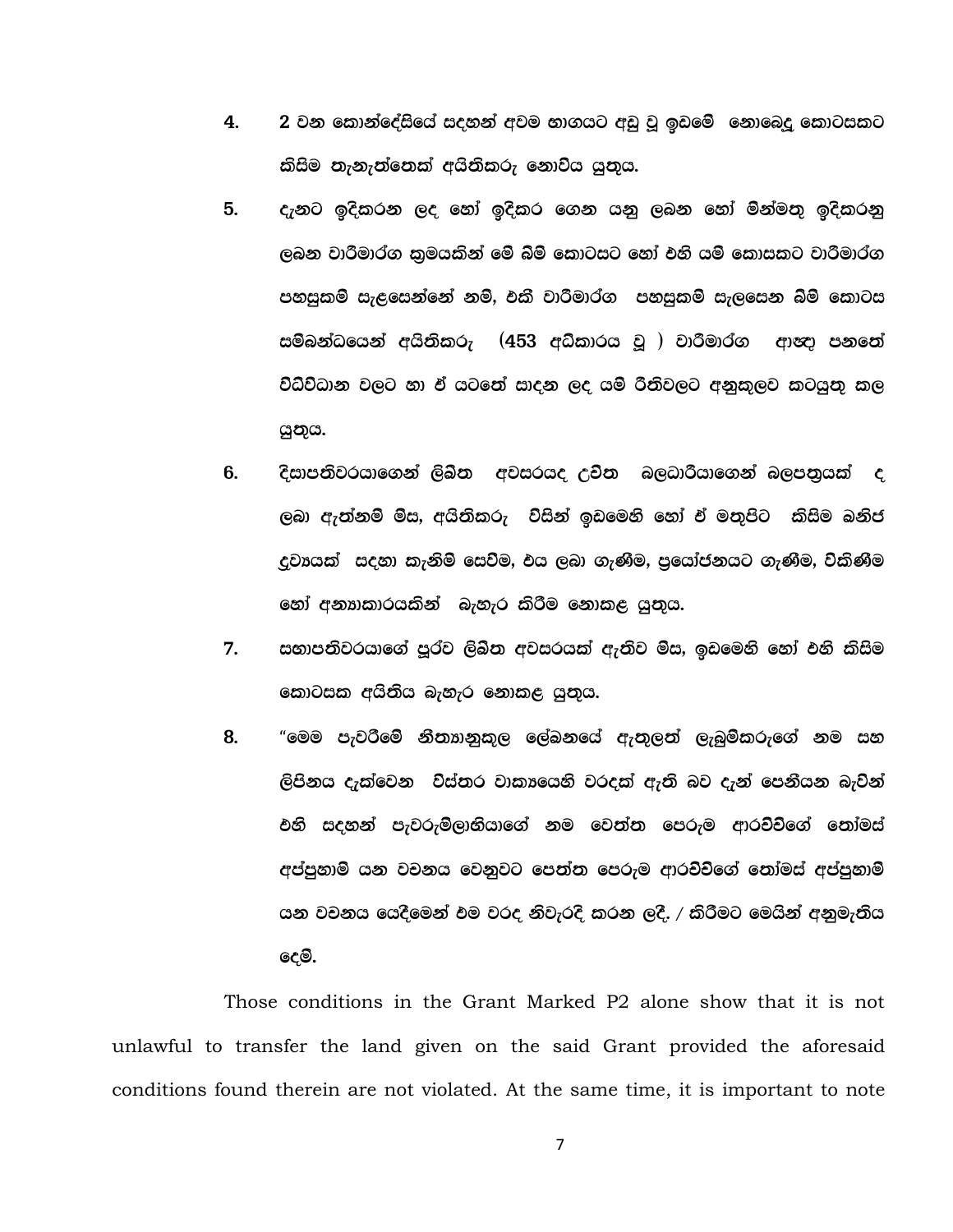4. 2 වන කොන්දේසියේ සඳහන් අවම භාගයට අඩු වූ ඉඩමේ නොබෙදූ කොටසකට කිසිම තැනැත්තෙක් අයිතිකරු නොවිය යුතුය.

5. දැනට ඉදිකරන ලද හෝ ඉදිකර ගෙන යනු ලබන හෝ මින්මතු ඉදිකරනු ලබන වාරිමාර්ග ක්‍රමයකින් මේ බිම් කොටසට හෝ එහි යම් කොසකට වාරිමාර්ග පහසුකම් සැළසෙන්නේ නම්, එකී වාරිමාර්ග පහසුකම් සැලසෙන බිම් කොටස සම්බන්ධයෙන් අයිතිකරු (453 අධිකාරය වූ ) වාරිමාර්ග ආඥා පනතේ විධිවිධාන වලට හා ඒ යටතේ සාදන ලද යම් රීතිවලට අනුකූලව කටයුතු කල යුතුය.

6. දිසාපතිවරයාගෙන් ලිඛිත අවසරයද උචිත බලධාරියාගෙන් බලපත්‍රයක් ද ලබා ඇත්නම් මිස, අයිතිකරු විසින් ඉඩමෙහි හෝ ඒ මතුපිට කිසිම ඛනිජ ද්‍රව්‍යයක් සඳහා කැනීම් සෙවීම, එය ලබා ගැණීම, ප්‍රයෝජනයට ගැණීම, විකිණීම හෝ අන්‍යාකාරයකින් බැහැර කිරීම නොකළ යුතුය.

7. සභාපතිවරයාගේ පූර්ව ලිඛිත අවසරයක් ඇතිව මිස, ඉඩමෙහි හෝ එහි කිසිම කොටසක අයිතිය බැහැර නොකළ යුතුය.

8. "මෙම පැවරීමේ නීත්‍යානුකූල ලේඛනයේ ඇතුලත් ලැබුම්කරුගේ නම සහ ලිපිනය දැක්වෙන විස්තර වාක්‍යයෙහි වරදක් ඇති බව දැන් පෙනියන බැවින් එහි සඳහන් පැවරුම්ලාභියාගේ නම වෙත්ත පෙරුම ආරච්චිගේ තෝමස් අප්පුහාමි යන වචනය වෙනුවට පෙත්ත පෙරුම ආරච්චිගේ තෝමස් අප්පුහාමි යන වචනය යෙදීමෙන් එම වරද නිවැරදි කරන ලදී. / කිරීමට මෙයින් අනුමැතිය දෙමි.

Those conditions in the Grant Marked P2 alone show that it is not unlawful to transfer the land given on the said Grant provided the aforesaid conditions found therein are not violated. At the same time, it is important to note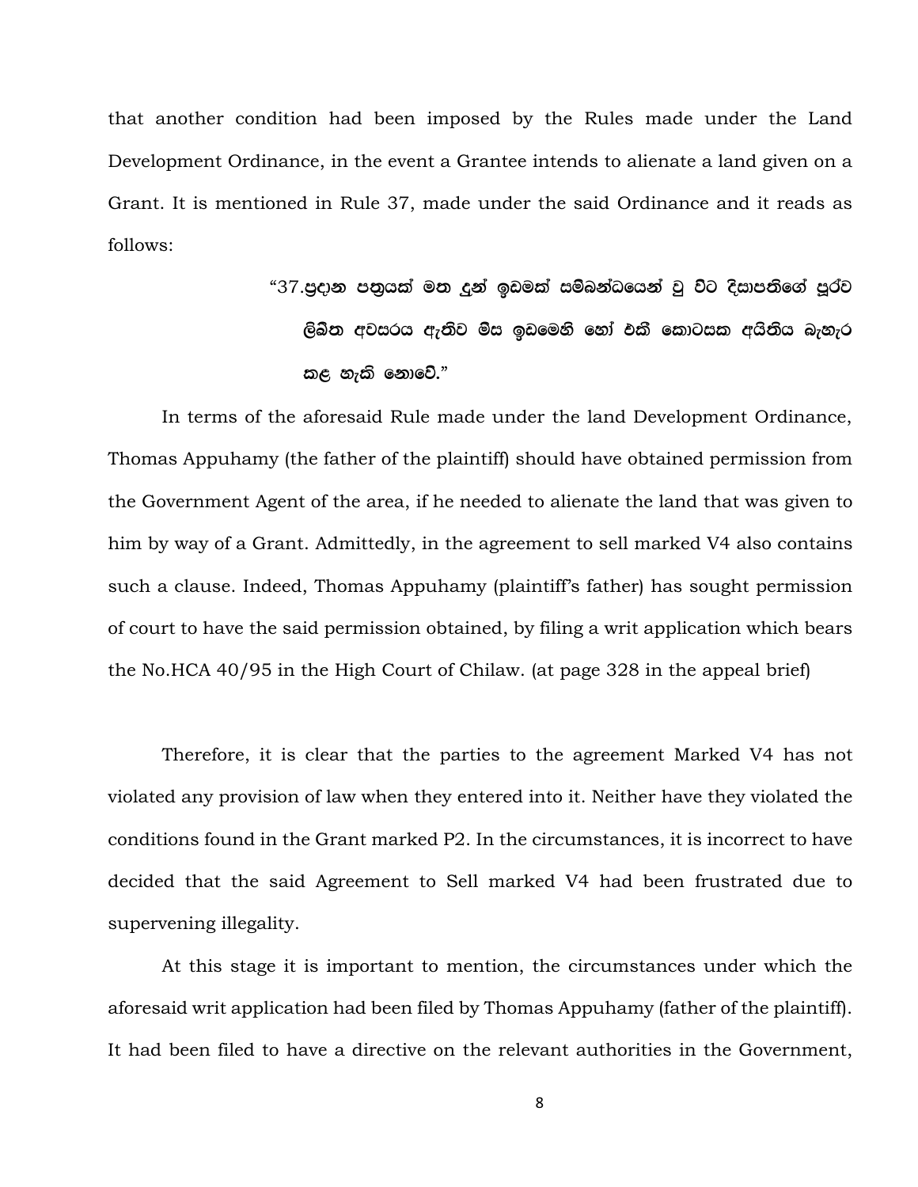that another condition had been imposed by the Rules made under the Land Development Ordinance, in the event a Grantee intends to alienate a land given on a Grant. It is mentioned in Rule 37, made under the said Ordinance and it reads as follows:

> "37.ප්‍රදාන පත්‍රයක් මත දුන් ඉඩමක් සම්බන්ධයෙන් වූ විට දිසාපතිගේ පූර්ව ලිඛිත අවසරය ඇතිව මිස ඉඩමෙහි හෝ එකී කොටසක අයිතිය බැහැර කළ හැකි නොවේ."

In terms of the aforesaid Rule made under the land Development Ordinance, Thomas Appuhamy (the father of the plaintiff) should have obtained permission from the Government Agent of the area, if he needed to alienate the land that was given to him by way of a Grant. Admittedly, in the agreement to sell marked V4 also contains such a clause. Indeed, Thomas Appuhamy (plaintiff's father) has sought permission of court to have the said permission obtained, by filing a writ application which bears the No.HCA 40/95 in the High Court of Chilaw. (at page 328 in the appeal brief)

Therefore, it is clear that the parties to the agreement Marked V4 has not violated any provision of law when they entered into it. Neither have they violated the conditions found in the Grant marked P2. In the circumstances, it is incorrect to have decided that the said Agreement to Sell marked V4 had been frustrated due to supervening illegality.

At this stage it is important to mention, the circumstances under which the aforesaid writ application had been filed by Thomas Appuhamy (father of the plaintiff). It had been filed to have a directive on the relevant authorities in the Government,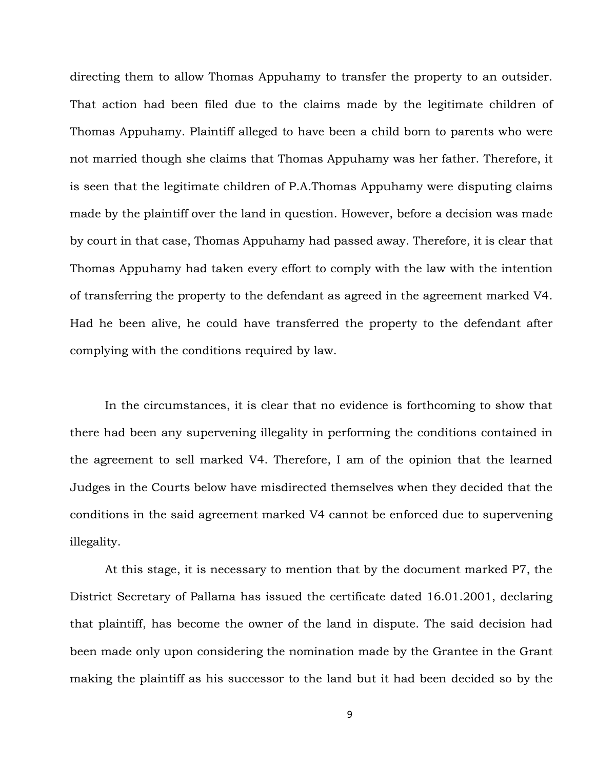directing them to allow Thomas Appuhamy to transfer the property to an outsider. That action had been filed due to the claims made by the legitimate children of Thomas Appuhamy. Plaintiff alleged to have been a child born to parents who were not married though she claims that Thomas Appuhamy was her father. Therefore, it is seen that the legitimate children of P.A.Thomas Appuhamy were disputing claims made by the plaintiff over the land in question. However, before a decision was made by court in that case, Thomas Appuhamy had passed away. Therefore, it is clear that Thomas Appuhamy had taken every effort to comply with the law with the intention of transferring the property to the defendant as agreed in the agreement marked V4. Had he been alive, he could have transferred the property to the defendant after complying with the conditions required by law.

In the circumstances, it is clear that no evidence is forthcoming to show that there had been any supervening illegality in performing the conditions contained in the agreement to sell marked V4. Therefore, I am of the opinion that the learned Judges in the Courts below have misdirected themselves when they decided that the conditions in the said agreement marked V4 cannot be enforced due to supervening illegality.

At this stage, it is necessary to mention that by the document marked P7, the District Secretary of Pallama has issued the certificate dated 16.01.2001, declaring that plaintiff, has become the owner of the land in dispute. The said decision had been made only upon considering the nomination made by the Grantee in the Grant making the plaintiff as his successor to the land but it had been decided so by the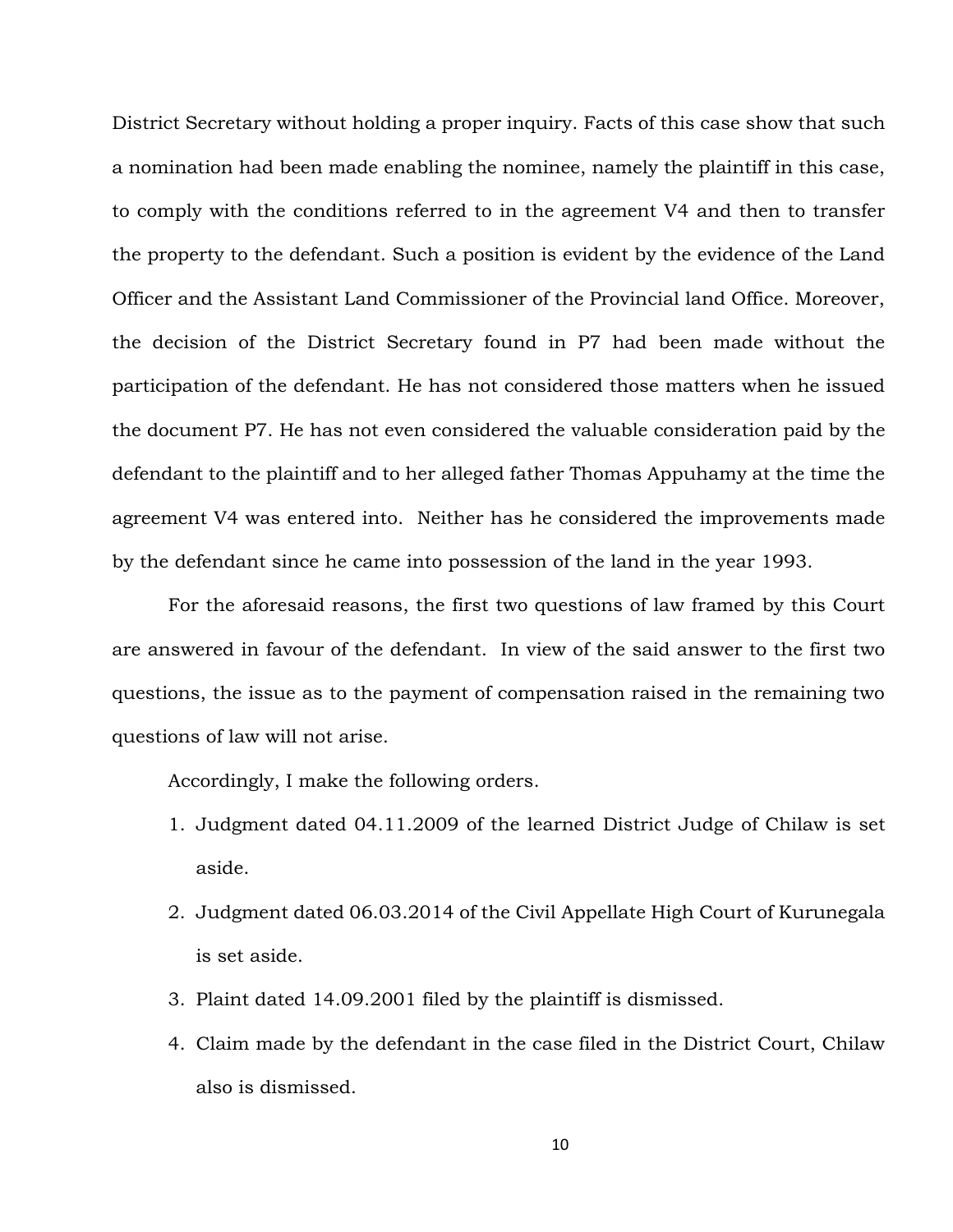District Secretary without holding a proper inquiry. Facts of this case show that such a nomination had been made enabling the nominee, namely the plaintiff in this case, to comply with the conditions referred to in the agreement V4 and then to transfer the property to the defendant. Such a position is evident by the evidence of the Land Officer and the Assistant Land Commissioner of the Provincial land Office. Moreover, the decision of the District Secretary found in P7 had been made without the participation of the defendant. He has not considered those matters when he issued the document P7. He has not even considered the valuable consideration paid by the defendant to the plaintiff and to her alleged father Thomas Appuhamy at the time the agreement V4 was entered into. Neither has he considered the improvements made by the defendant since he came into possession of the land in the year 1993.

For the aforesaid reasons, the first two questions of law framed by this Court are answered in favour of the defendant. In view of the said answer to the first two questions, the issue as to the payment of compensation raised in the remaining two questions of law will not arise.

Accordingly, I make the following orders.

1. Judgment dated 04.11.2009 of the learned District Judge of Chilaw is set aside.
2. Judgment dated 06.03.2014 of the Civil Appellate High Court of Kurunegala is set aside.
3. Plaint dated 14.09.2001 filed by the plaintiff is dismissed.
4. Claim made by the defendant in the case filed in the District Court, Chilaw also is dismissed.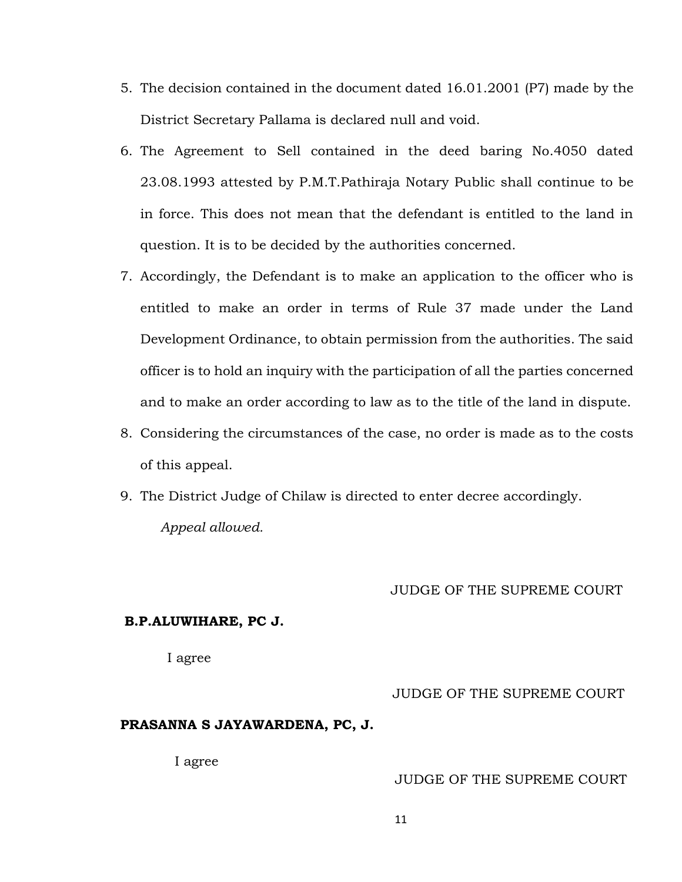5. The decision contained in the document dated 16.01.2001 (P7) made by the District Secretary Pallama is declared null and void.
6. The Agreement to Sell contained in the deed baring No.4050 dated 23.08.1993 attested by P.M.T.Pathiraja Notary Public shall continue to be in force. This does not mean that the defendant is entitled to the land in question. It is to be decided by the authorities concerned.
7. Accordingly, the Defendant is to make an application to the officer who is entitled to make an order in terms of Rule 37 made under the Land Development Ordinance, to obtain permission from the authorities. The said officer is to hold an inquiry with the participation of all the parties concerned and to make an order according to law as to the title of the land in dispute.
8. Considering the circumstances of the case, no order is made as to the costs of this appeal.
9. The District Judge of Chilaw is directed to enter decree accordingly.

*Appeal allowed.*

JUDGE OF THE SUPREME COURT

**B.P.ALUWIHARE, PC J.**

I agree

JUDGE OF THE SUPREME COURT

**PRASANNA S JAYAWARDENA, PC, J.**

I agree

JUDGE OF THE SUPREME COURT